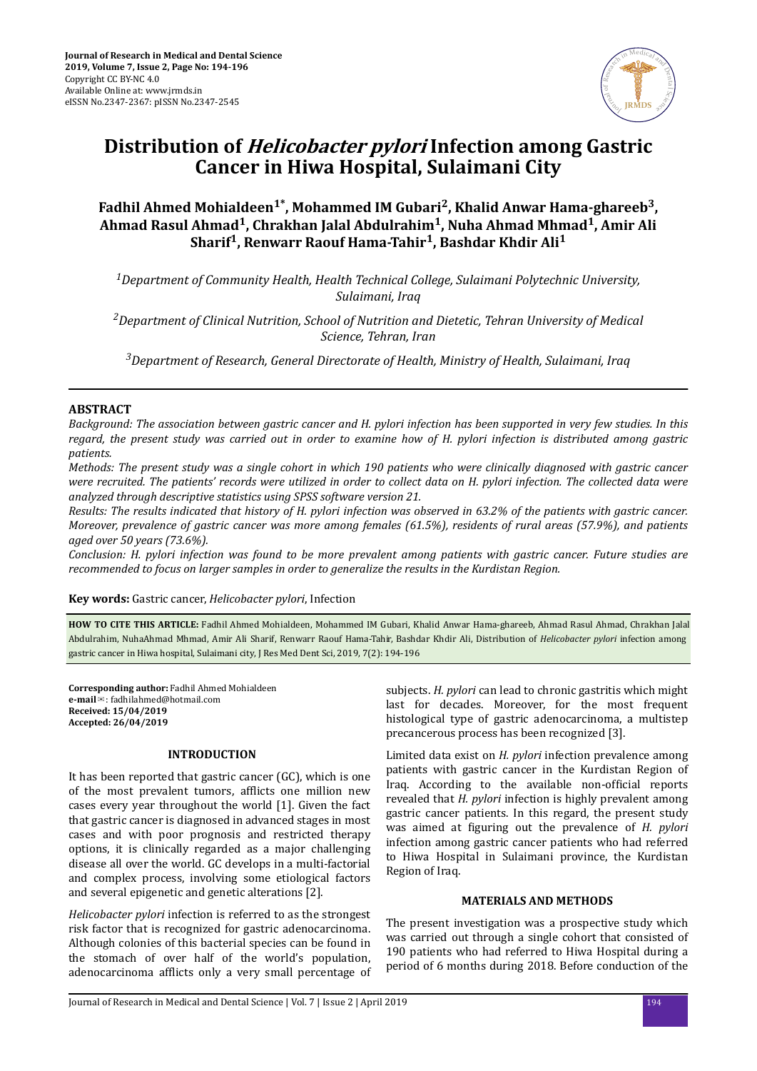# Distribution of *Helicobacter pylori* Infection among Gastric Cancer in Hiwa Hospital, Sulaimani City

**Fadhil Ahmed Mohialdeen[1*], Mohammed IM Gubari[2], Khalid Anwar Hama-ghareeb[3], Ahmad Rasul Ahmad[1], Chrakhan Jalal Abdulrahim[1], Nuha Ahmad Mhmad[1], Amir Ali Sharif[1], Renwarr Raouf Hama-Tahir[1], Bashdar Khdir Ali[1]**

*[1]Department of Community Health, Health Technical College, Sulaimani Polytechnic University, Sulaimani, Iraq*

*[2]Department of Clinical Nutrition, School of Nutrition and Dietetic, Tehran University of Medical Science, Tehran, Iran*

*[3]Department of Research, General Directorate of Health, Ministry of Health, Sulaimani, Iraq*

## ABSTRACT

*Background: The association between gastric cancer and H. pylori infection has been supported in very few studies. In this regard, the present study was carried out in order to examine how of H. pylori infection is distributed among gastric patients.*

*Methods: The present study was a single cohort in which 190 patients who were clinically diagnosed with gastric cancer were recruited. The patients' records were utilized in order to collect data on H. pylori infection. The collected data were analyzed through descriptive statistics using SPSS software version 21.*

*Results: The results indicated that history of H. pylori infection was observed in 63.2% of the patients with gastric cancer. Moreover, prevalence of gastric cancer was more among females (61.5%), residents of rural areas (57.9%), and patients aged over 50 years (73.6%).*

*Conclusion: H. pylori infection was found to be more prevalent among patients with gastric cancer. Future studies are recommended to focus on larger samples in order to generalize the results in the Kurdistan Region.*

**Key words:** Gastric cancer, *Helicobacter pylori*, Infection

**HOW TO CITE THIS ARTICLE:** Fadhil Ahmed Mohialdeen, Mohammed IM Gubari, Khalid Anwar Hama-ghareeb, Ahmad Rasul Ahmad, Chrakhan Jalal Abdulrahim, NuhaAhmad Mhmad, Amir Ali Sharif, Renwarr Raouf Hama-Tahir, Bashdar Khdir Ali, Distribution of *Helicobacter pylori* infection among gastric cancer in Hiwa hospital, Sulaimani city, J Res Med Dent Sci, 2019, 7(2): 194-196

**Corresponding author:** Fadhil Ahmed Mohialdeen
**e-mail**✉: fadhilahmed@hotmail.com
**Received: 15/04/2019**
**Accepted: 26/04/2019**

## INTRODUCTION

It has been reported that gastric cancer (GC), which is one of the most prevalent tumors, afflicts one million new cases every year throughout the world [1]. Given the fact that gastric cancer is diagnosed in advanced stages in most cases and with poor prognosis and restricted therapy options, it is clinically regarded as a major challenging disease all over the world. GC develops in a multi-factorial and complex process, involving some etiological factors and several epigenetic and genetic alterations [2].

*Helicobacter pylori* infection is referred to as the strongest risk factor that is recognized for gastric adenocarcinoma. Although colonies of this bacterial species can be found in the stomach of over half of the world's population, adenocarcinoma afflicts only a very small percentage of subjects. *H. pylori* can lead to chronic gastritis which might last for decades. Moreover, for the most frequent histological type of gastric adenocarcinoma, a multistep precancerous process has been recognized [3].

Limited data exist on *H. pylori* infection prevalence among patients with gastric cancer in the Kurdistan Region of Iraq. According to the available non-official reports revealed that *H. pylori* infection is highly prevalent among gastric cancer patients. In this regard, the present study was aimed at figuring out the prevalence of *H. pylori* infection among gastric cancer patients who had referred to Hiwa Hospital in Sulaimani province, the Kurdistan Region of Iraq.

## MATERIALS AND METHODS

The present investigation was a prospective study which was carried out through a single cohort that consisted of 190 patients who had referred to Hiwa Hospital during a period of 6 months during 2018. Before conduction of the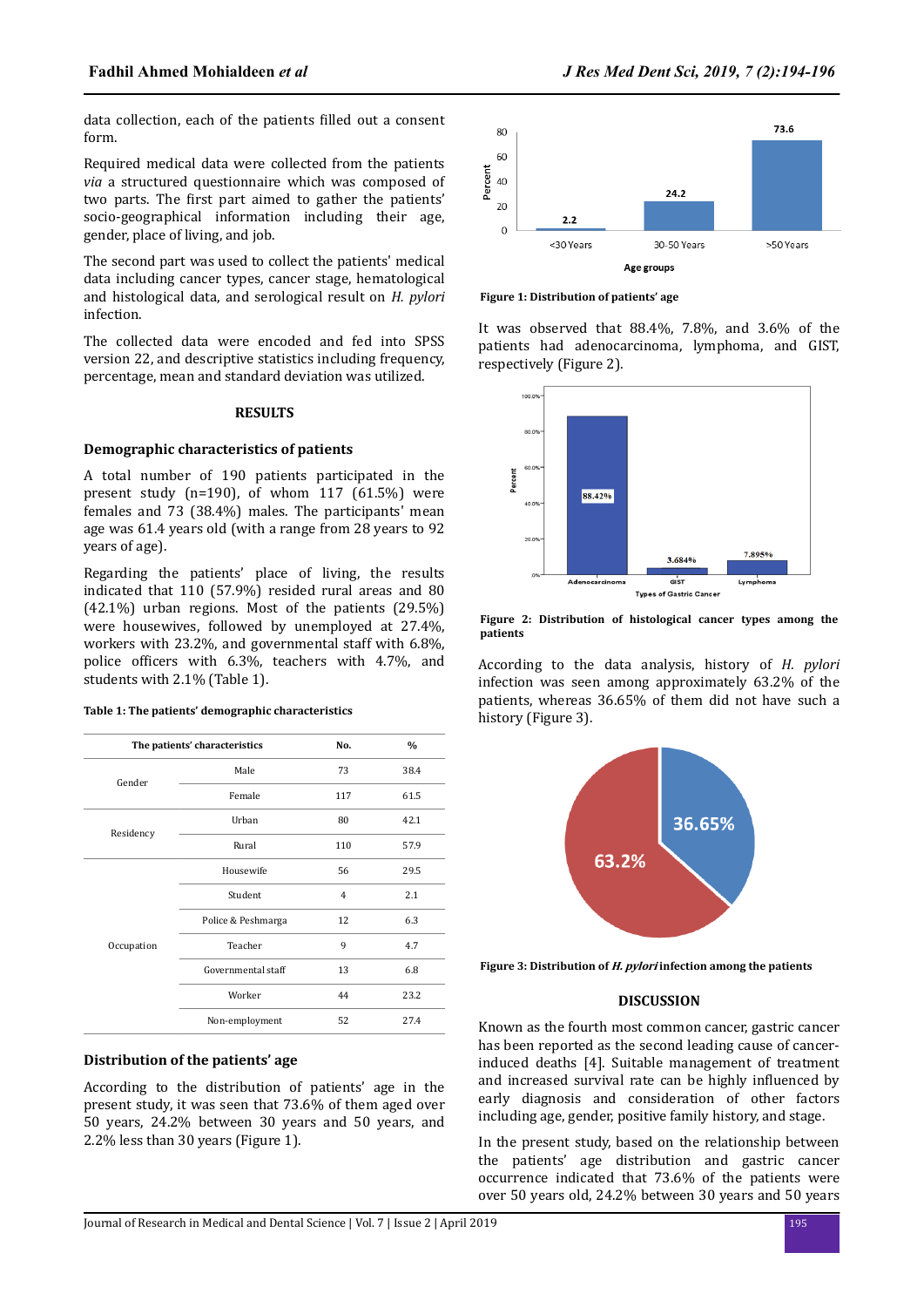data collection, each of the patients filled out a consent form.

Required medical data were collected from the patients *via* a structured questionnaire which was composed of two parts. The first part aimed to gather the patients' socio-geographical information including their age, gender, place of living, and job.

The second part was used to collect the patients' medical data including cancer types, cancer stage, hematological and histological data, and serological result on *H. pylori* infection.

The collected data were encoded and fed into SPSS version 22, and descriptive statistics including frequency, percentage, mean and standard deviation was utilized.

## RESULTS

### Demographic characteristics of patients

A total number of 190 patients participated in the present study (n=190), of whom 117 (61.5%) were females and 73 (38.4%) males. The participants' mean age was 61.4 years old (with a range from 28 years to 92 years of age).

Regarding the patients' place of living, the results indicated that 110 (57.9%) resided rural areas and 80 (42.1%) urban regions. Most of the patients (29.5%) were housewives, followed by unemployed at 27.4%, workers with 23.2%, and governmental staff with 6.8%, police officers with 6.3%, teachers with 4.7%, and students with 2.1% (Table 1).

**Table 1: The patients' demographic characteristics**

| The patients' characteristics | | No. | % |
|---|---|---|---|
| Gender | Male | 73 | 38.4 |
| | Female | 117 | 61.5 |
| Residency | Urban | 80 | 42.1 |
| | Rural | 110 | 57.9 |
| Occupation | Housewife | 56 | 29.5 |
| | Student | 4 | 2.1 |
| | Police & Peshmarga | 12 | 6.3 |
| | Teacher | 9 | 4.7 |
| | Governmental staff | 13 | 6.8 |
| | Worker | 44 | 23.2 |
| | Non-employment | 52 | 27.4 |

### Distribution of the patients' age

According to the distribution of patients' age in the present study, it was seen that 73.6% of them aged over 50 years, 24.2% between 30 years and 50 years, and 2.2% less than 30 years (Figure 1).

**Figure 1: Distribution of patients' age**

It was observed that 88.4%, 7.8%, and 3.6% of the patients had adenocarcinoma, lymphoma, and GIST, respectively (Figure 2).

**Figure 2: Distribution of histological cancer types among the patients**

According to the data analysis, history of *H. pylori* infection was seen among approximately 63.2% of the patients, whereas 36.65% of them did not have such a history (Figure 3).

**Figure 3: Distribution of *H. pylori* infection among the patients**

## DISCUSSION

Known as the fourth most common cancer, gastric cancer has been reported as the second leading cause of cancer-induced deaths [4]. Suitable management of treatment and increased survival rate can be highly influenced by early diagnosis and consideration of other factors including age, gender, positive family history, and stage.

In the present study, based on the relationship between the patients' age distribution and gastric cancer occurrence indicated that 73.6% of the patients were over 50 years old, 24.2% between 30 years and 50 years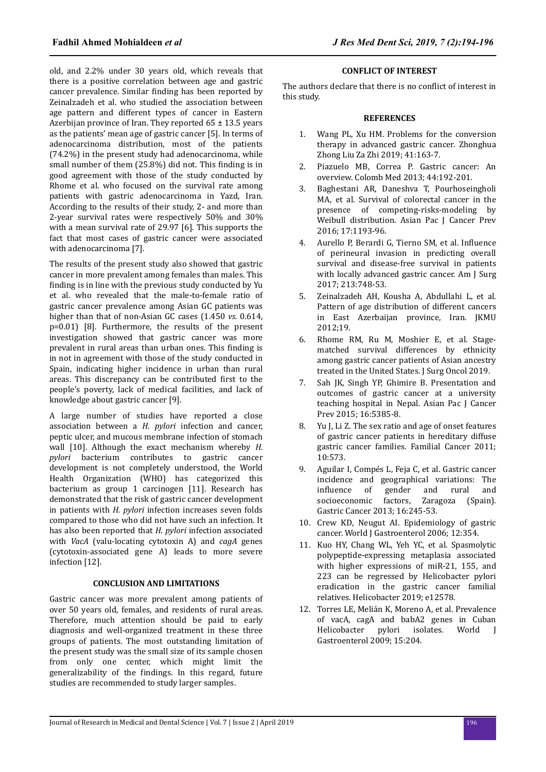old, and 2.2% under 30 years old, which reveals that there is a positive correlation between age and gastric cancer prevalence. Similar finding has been reported by Zeinalzadeh et al. who studied the association between age pattern and different types of cancer in Eastern Azerbijan province of Iran. They reported 65 ± 13.5 years as the patients' mean age of gastric cancer [5]. In terms of adenocarcinoma distribution, most of the patients (74.2%) in the present study had adenocarcinoma, while small number of them (25.8%) did not. This finding is in good agreement with those of the study conducted by Rhome et al. who focused on the survival rate among patients with gastric adenocarcinoma in Yazd, Iran. According to the results of their study, 2- and more than 2-year survival rates were respectively 50% and 30% with a mean survival rate of 29.97 [6]. This supports the fact that most cases of gastric cancer were associated with adenocarcinoma [7].

The results of the present study also showed that gastric cancer in more prevalent among females than males. This finding is in line with the previous study conducted by Yu et al. who revealed that the male-to-female ratio of gastric cancer prevalence among Asian GC patients was higher than that of non-Asian GC cases (1.450 *vs.* 0.614, p=0.01) [8]. Furthermore, the results of the present investigation showed that gastric cancer was more prevalent in rural areas than urban ones. This finding is in not in agreement with those of the study conducted in Spain, indicating higher incidence in urban than rural areas. This discrepancy can be contributed first to the people's poverty, lack of medical facilities, and lack of knowledge about gastric cancer [9].

A large number of studies have reported a close association between a *H. pylori* infection and cancer, peptic ulcer, and mucous membrane infection of stomach wall [10]. Although the exact mechanism whereby *H. pylori* bacterium contributes to gastric cancer development is not completely understood, the World Health Organization (WHO) has categorized this bacterium as group 1 carcinogen [11]. Research has demonstrated that the risk of gastric cancer development in patients with *H. pylori* infection increases seven folds compared to those who did not have such an infection. It has also been reported that *H. pylori* infection associated with *VacA* (valu-locating cytotoxin A) and *cagA* genes (cytotoxin-associated gene A) leads to more severe infection [12].

## CONCLUSION AND LIMITATIONS

Gastric cancer was more prevalent among patients of over 50 years old, females, and residents of rural areas. Therefore, much attention should be paid to early diagnosis and well-organized treatment in these three groups of patients. The most outstanding limitation of the present study was the small size of its sample chosen from only one center, which might limit the generalizability of the findings. In this regard, future studies are recommended to study larger samples.

## CONFLICT OF INTEREST

The authors declare that there is no conflict of interest in this study.

## REFERENCES

1. Wang PL, Xu HM. Problems for the conversion therapy in advanced gastric cancer. Zhonghua Zhong Liu Za Zhi 2019; 41:163-7.
2. Piazuelo MB, Correa P. Gastric cancer: An overview. Colomb Med 2013; 44:192-201.
3. Baghestani AR, Daneshva T, Pourhoseingholi MA, et al. Survival of colorectal cancer in the presence of competing-risks-modeling by Weibull distribution. Asian Pac J Cancer Prev 2016; 17:1193-96.
4. Aurello P, Berardi G, Tierno SM, et al. Influence of perineural invasion in predicting overall survival and disease-free survival in patients with locally advanced gastric cancer. Am J Surg 2017; 213:748-53.
5. Zeinalzadeh AH, Kousha A, Abdullahi L, et al. Pattern of age distribution of different cancers in East Azerbaijan province, Iran. JKMU 2012;19.
6. Rhome RM, Ru M, Moshier E, et al. Stage-matched survival differences by ethnicity among gastric cancer patients of Asian ancestry treated in the United States. J Surg Oncol 2019.
7. Sah JK, Singh YP, Ghimire B. Presentation and outcomes of gastric cancer at a university teaching hospital in Nepal. Asian Pac J Cancer Prev 2015; 16:5385-8.
8. Yu J, Li Z. The sex ratio and age of onset features of gastric cancer patients in hereditary diffuse gastric cancer families. Familial Cancer 2011; 10:573.
9. Aguilar I, Compés L, Feja C, et al. Gastric cancer incidence and geographical variations: The influence of gender and rural and socioeconomic factors, Zaragoza (Spain). Gastric Cancer 2013; 16:245-53.
10. Crew KD, Neugut AI. Epidemiology of gastric cancer. World J Gastroenterol 2006; 12:354.
11. Kuo HY, Chang WL, Yeh YC, et al. Spasmolytic polypeptide-expressing metaplasia associated with higher expressions of miR-21, 155, and 223 can be regressed by Helicobacter pylori eradication in the gastric cancer familial relatives. Helicobacter 2019; e12578.
12. Torres LE, Melián K, Moreno A, et al. Prevalence of vacA, cagA and babA2 genes in Cuban Helicobacter pylori isolates. World J Gastroenterol 2009; 15:204.